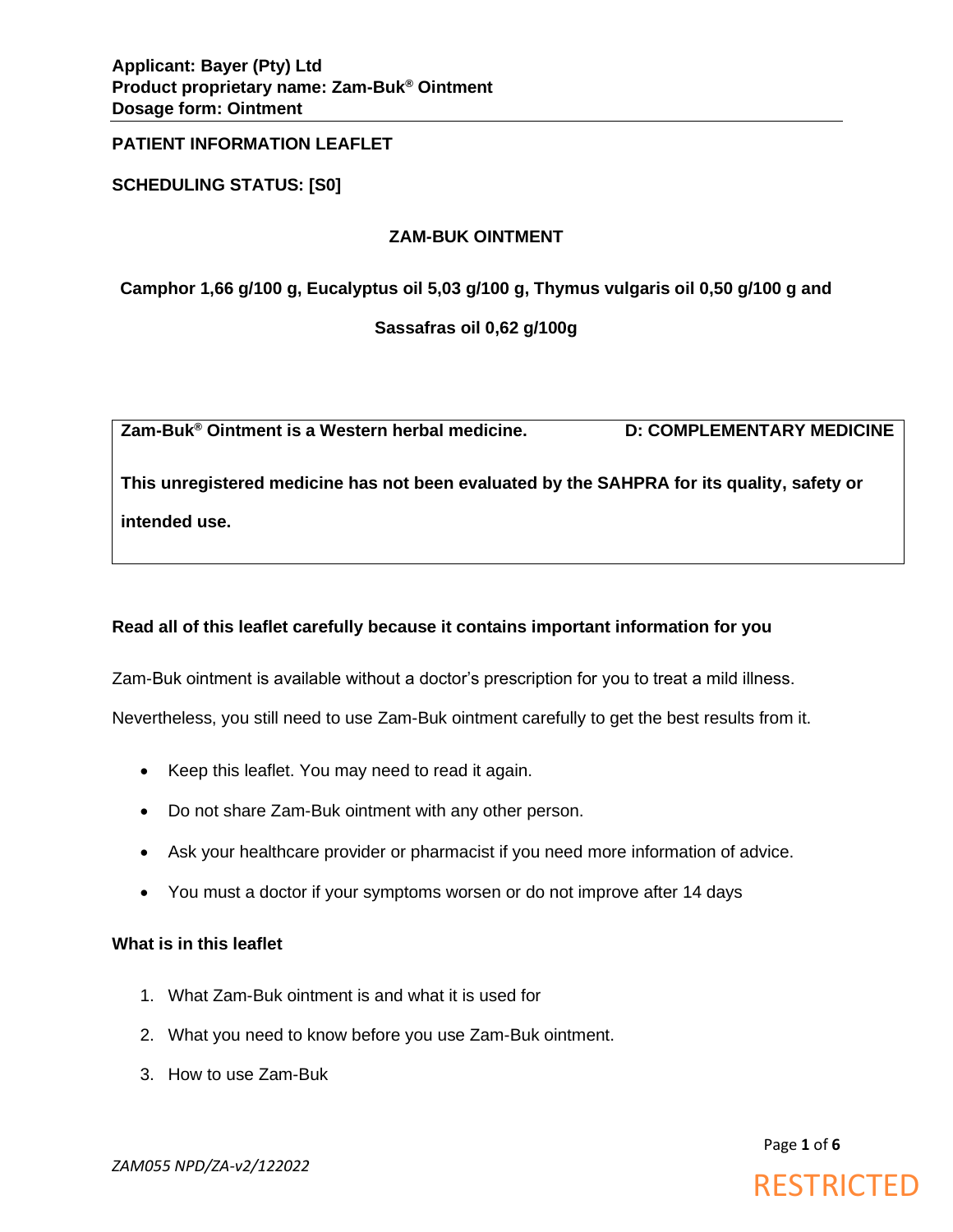**Applicant: Bayer (Pty) Ltd**
**Product proprietary name: Zam-Buk® Ointment**
**Dosage form: Ointment**

**PATIENT INFORMATION LEAFLET**

**SCHEDULING STATUS: [S0]**

**ZAM-BUK OINTMENT**

**Camphor 1,66 g/100 g, Eucalyptus oil 5,03 g/100 g, Thymus vulgaris oil 0,50 g/100 g and Sassafras oil 0,62 g/100g**

| **Zam-Buk® Ointment is a Western herbal medicine.** | **D: COMPLEMENTARY MEDICINE** |
|---|---|
| **This unregistered medicine has not been evaluated by the SAHPRA for its quality, safety or intended use.** | |

**Read all of this leaflet carefully because it contains important information for you**

Zam-Buk ointment is available without a doctor's prescription for you to treat a mild illness. Nevertheless, you still need to use Zam-Buk ointment carefully to get the best results from it.

- Keep this leaflet. You may need to read it again.
- Do not share Zam-Buk ointment with any other person.
- Ask your healthcare provider or pharmacist if you need more information of advice.
- You must a doctor if your symptoms worsen or do not improve after 14 days

**What is in this leaflet**

1. What Zam-Buk ointment is and what it is used for
2. What you need to know before you use Zam-Buk ointment.
3. How to use Zam-Buk

*ZAM055 NPD/ZA-v2/122022*

RESTRICTED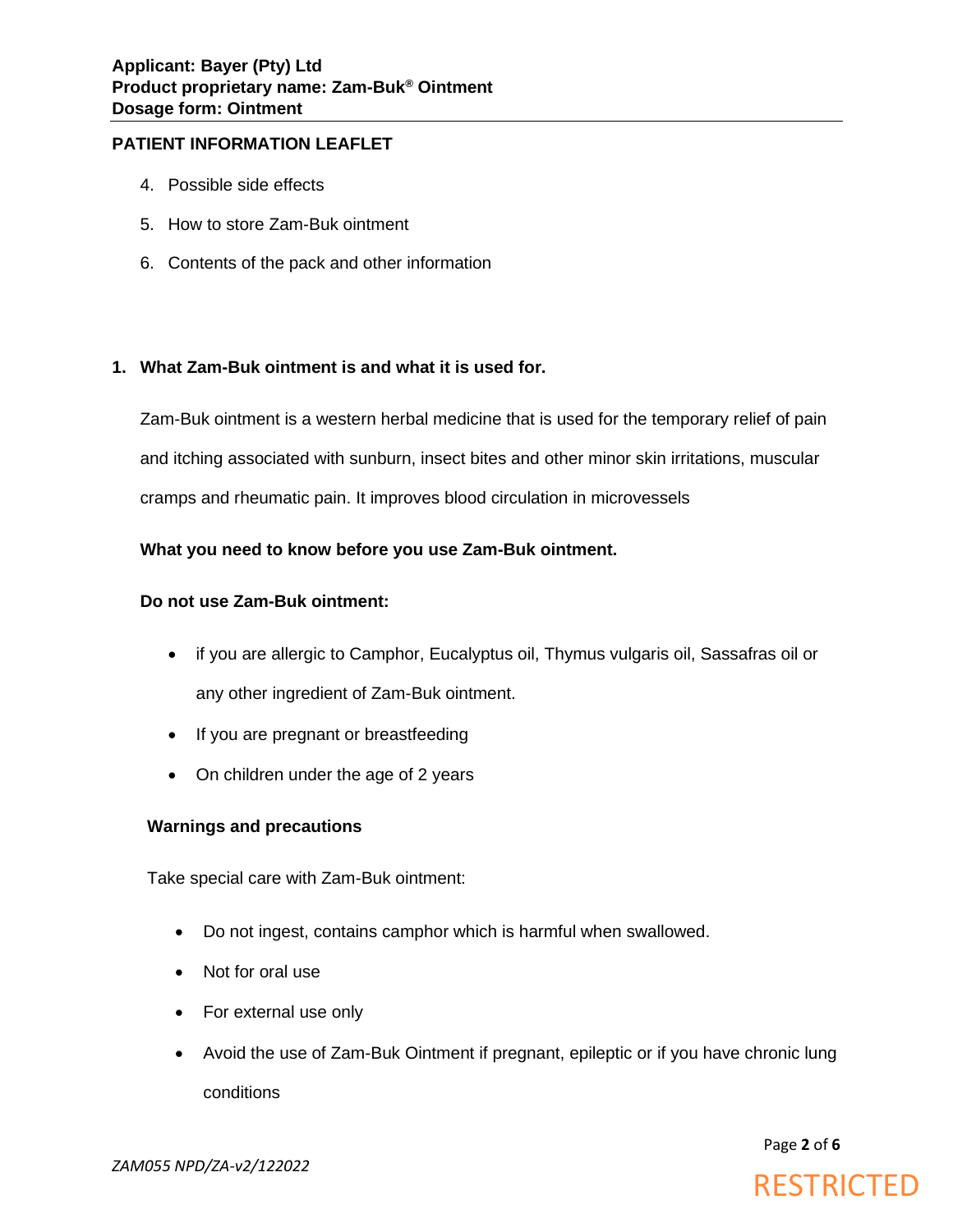**PATIENT INFORMATION LEAFLET**

4. Possible side effects
5. How to store Zam-Buk ointment
6. Contents of the pack and other information

## 1. What Zam-Buk ointment is and what it is used for.

Zam-Buk ointment is a western herbal medicine that is used for the temporary relief of pain and itching associated with sunburn, insect bites and other minor skin irritations, muscular cramps and rheumatic pain. It improves blood circulation in microvessels

**What you need to know before you use Zam-Buk ointment.**

**Do not use Zam-Buk ointment:**

- if you are allergic to Camphor, Eucalyptus oil, Thymus vulgaris oil, Sassafras oil or any other ingredient of Zam-Buk ointment.
- If you are pregnant or breastfeeding
- On children under the age of 2 years

**Warnings and precautions**

Take special care with Zam-Buk ointment:

- Do not ingest, contains camphor which is harmful when swallowed.
- Not for oral use
- For external use only
- Avoid the use of Zam-Buk Ointment if pregnant, epileptic or if you have chronic lung conditions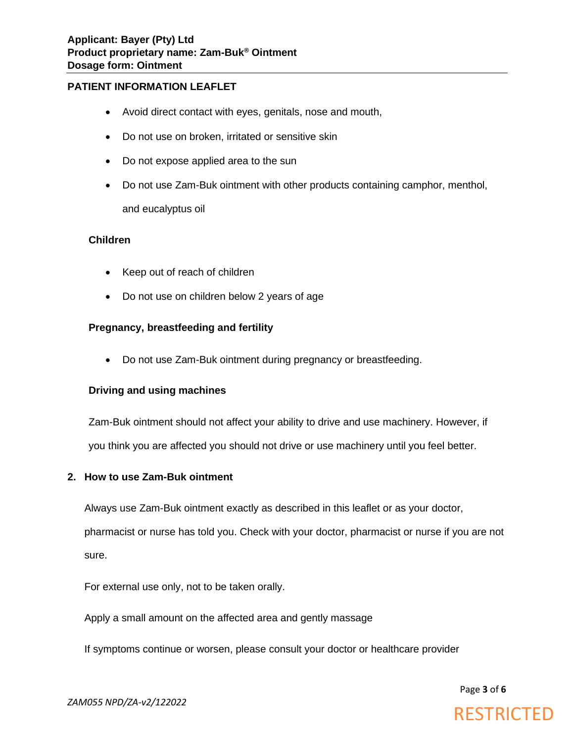**PATIENT INFORMATION LEAFLET**

- Avoid direct contact with eyes, genitals, nose and mouth,
- Do not use on broken, irritated or sensitive skin
- Do not expose applied area to the sun
- Do not use Zam-Buk ointment with other products containing camphor, menthol, and eucalyptus oil

**Children**

- Keep out of reach of children
- Do not use on children below 2 years of age

**Pregnancy, breastfeeding and fertility**

- Do not use Zam-Buk ointment during pregnancy or breastfeeding.

**Driving and using machines**

Zam-Buk ointment should not affect your ability to drive and use machinery. However, if you think you are affected you should not drive or use machinery until you feel better.

## 2. How to use Zam-Buk ointment

Always use Zam-Buk ointment exactly as described in this leaflet or as your doctor, pharmacist or nurse has told you. Check with your doctor, pharmacist or nurse if you are not sure.

For external use only, not to be taken orally.

Apply a small amount on the affected area and gently massage

If symptoms continue or worsen, please consult your doctor or healthcare provider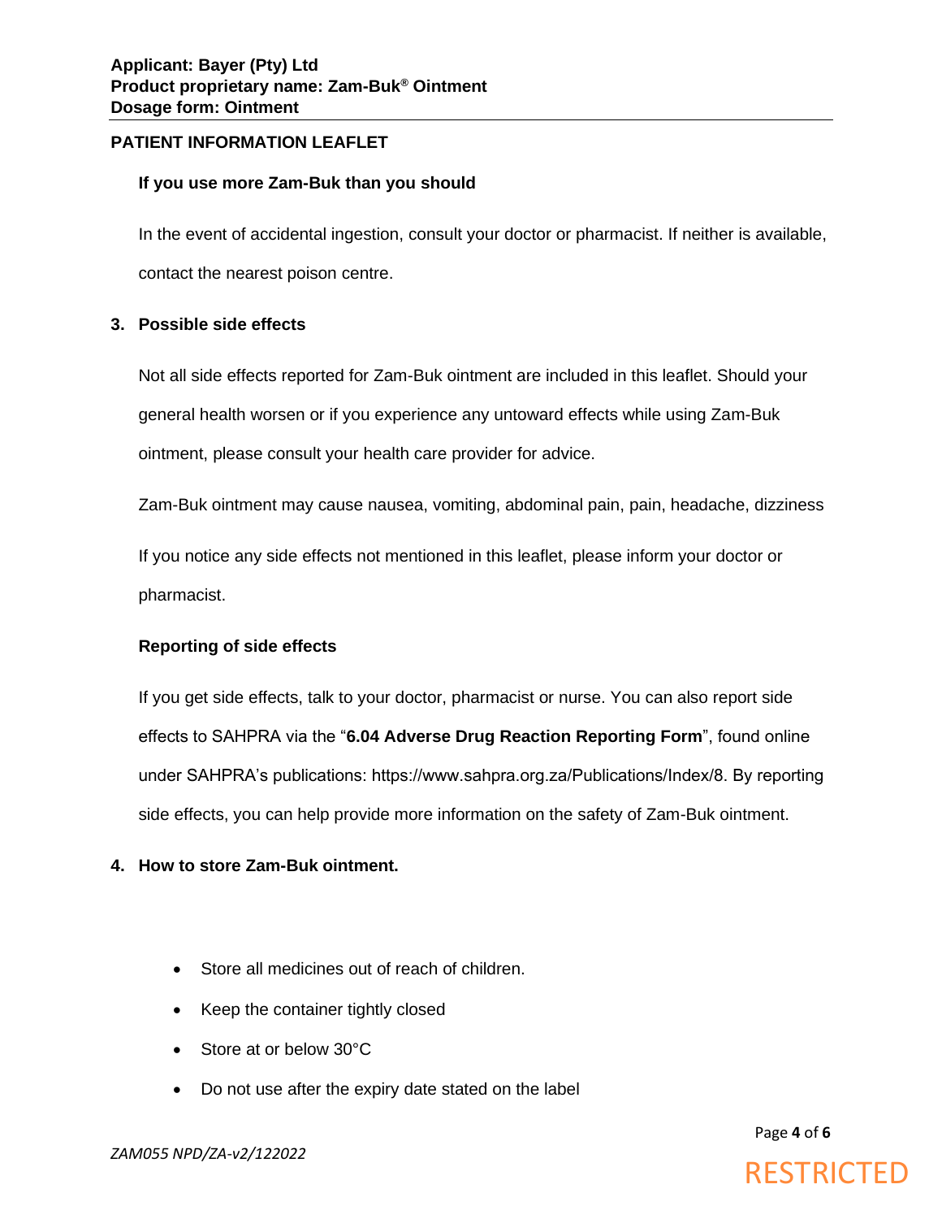**PATIENT INFORMATION LEAFLET**

**If you use more Zam-Buk than you should**

In the event of accidental ingestion, consult your doctor or pharmacist. If neither is available, contact the nearest poison centre.

## 3. Possible side effects

Not all side effects reported for Zam-Buk ointment are included in this leaflet. Should your general health worsen or if you experience any untoward effects while using Zam-Buk ointment, please consult your health care provider for advice.

Zam-Buk ointment may cause nausea, vomiting, abdominal pain, pain, headache, dizziness

If you notice any side effects not mentioned in this leaflet, please inform your doctor or pharmacist.

**Reporting of side effects**

If you get side effects, talk to your doctor, pharmacist or nurse. You can also report side effects to SAHPRA via the "**6.04 Adverse Drug Reaction Reporting Form**", found online under SAHPRA's publications: https://www.sahpra.org.za/Publications/Index/8. By reporting side effects, you can help provide more information on the safety of Zam-Buk ointment.

## 4. How to store Zam-Buk ointment.

- Store all medicines out of reach of children.
- Keep the container tightly closed
- Store at or below 30°C
- Do not use after the expiry date stated on the label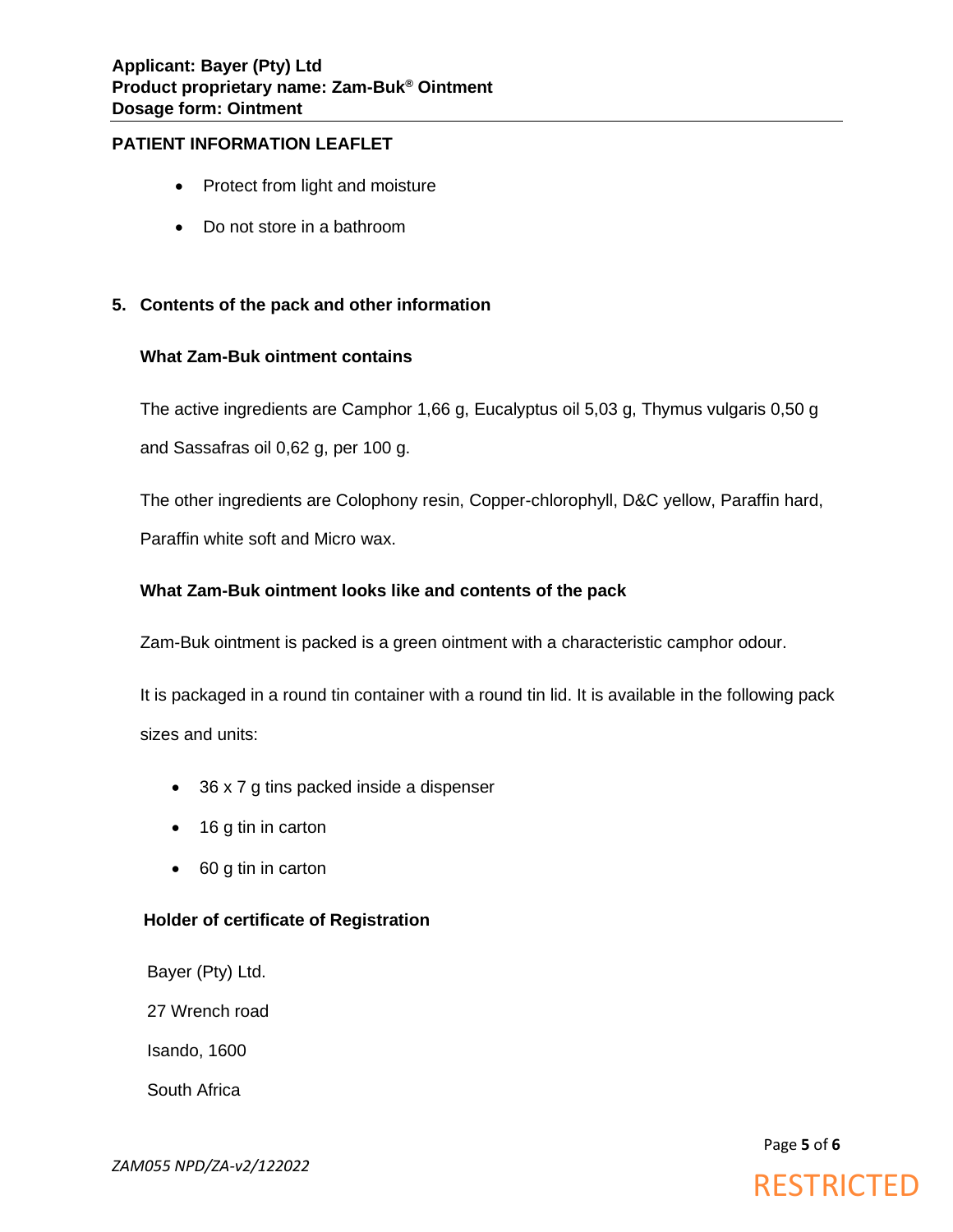- Protect from light and moisture
- Do not store in a bathroom

## 5. Contents of the pack and other information

### What Zam-Buk ointment contains

The active ingredients are Camphor 1,66 g, Eucalyptus oil 5,03 g, Thymus vulgaris 0,50 g and Sassafras oil 0,62 g, per 100 g.

The other ingredients are Colophony resin, Copper-chlorophyll, D&C yellow, Paraffin hard, Paraffin white soft and Micro wax.

### What Zam-Buk ointment looks like and contents of the pack

Zam-Buk ointment is packed is a green ointment with a characteristic camphor odour.

It is packaged in a round tin container with a round tin lid. It is available in the following pack sizes and units:

- 36 x 7 g tins packed inside a dispenser
- 16 g tin in carton
- 60 g tin in carton

### Holder of certificate of Registration

Bayer (Pty) Ltd.

27 Wrench road

Isando, 1600

South Africa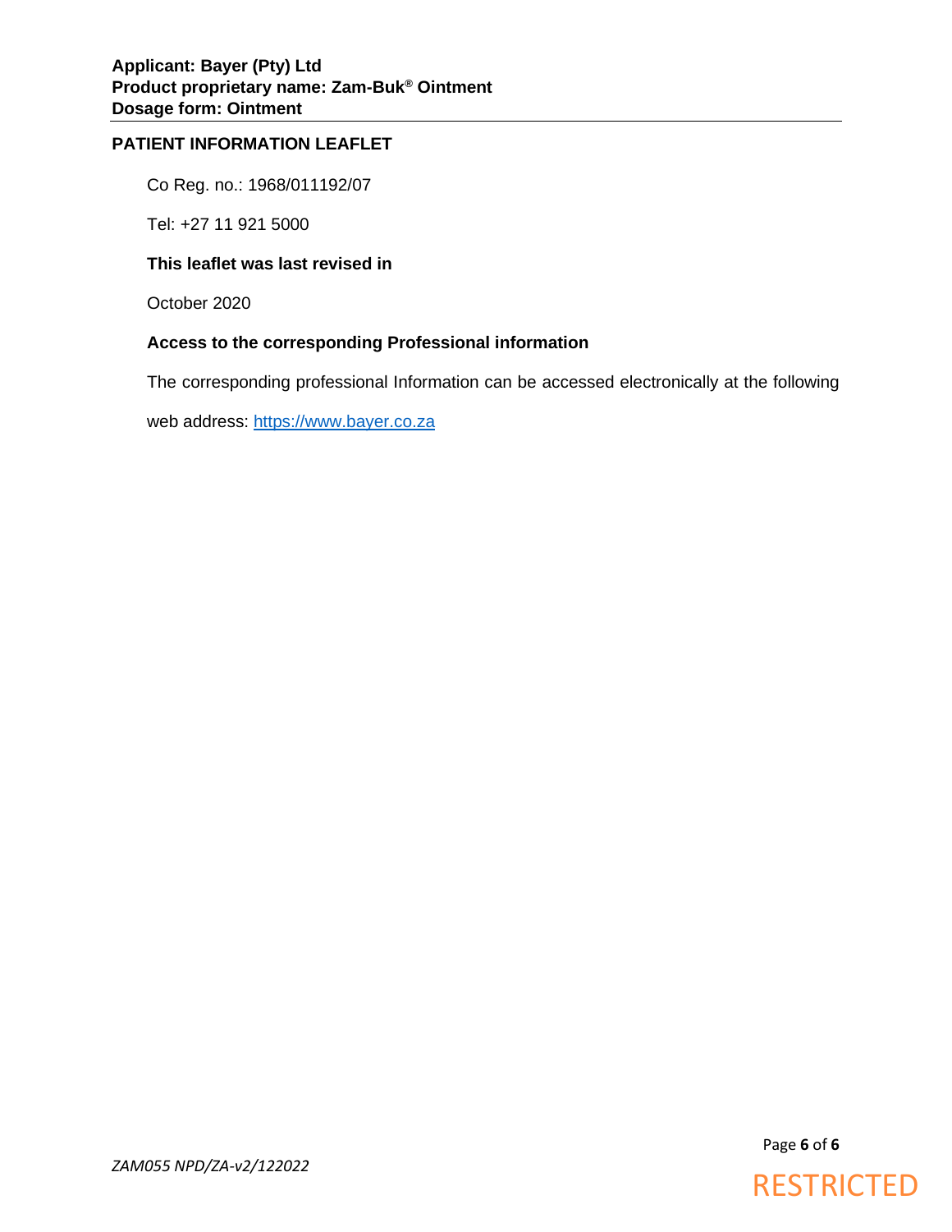## PATIENT INFORMATION LEAFLET

Co Reg. no.: 1968/011192/07

Tel: +27 11 921 5000

**This leaflet was last revised in**

October 2020

**Access to the corresponding Professional information**

The corresponding professional Information can be accessed electronically at the following web address: https://www.bayer.co.za